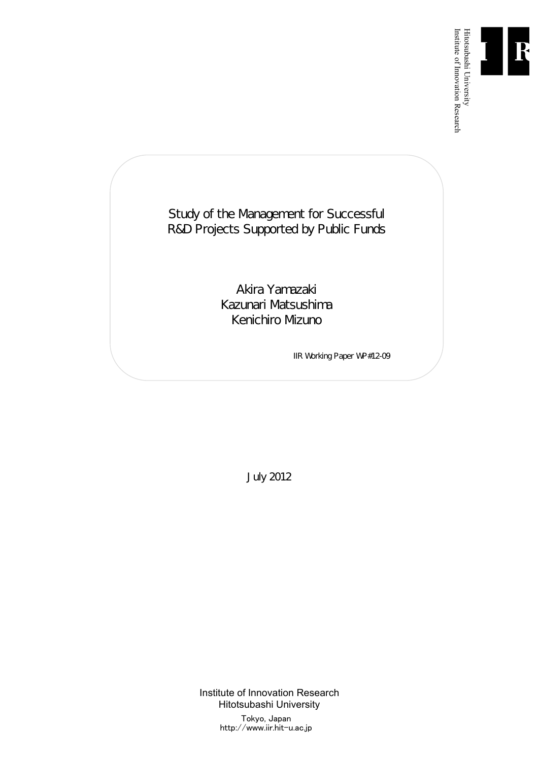Hitotsubashi University
Institute of Innovation Research

# Study of the Management for Successful R&D Projects Supported by Public Funds

Akira Yamazaki
Kazunari Matsushima
Kenichiro Mizuno

IIR Working Paper WP#12-09

July 2012

Institute of Innovation Research
Hitotsubashi University
Tokyo, Japan
http://www.iir.hit-u.ac.jp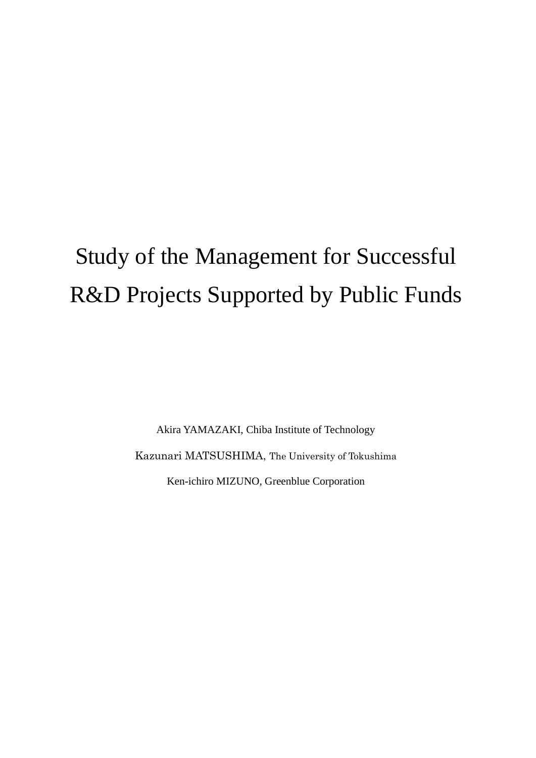# Study of the Management for Successful R&D Projects Supported by Public Funds

Akira YAMAZAKI, Chiba Institute of Technology

Kazunari MATSUSHIMA, The University of Tokushima

Ken-ichiro MIZUNO, Greenblue Corporation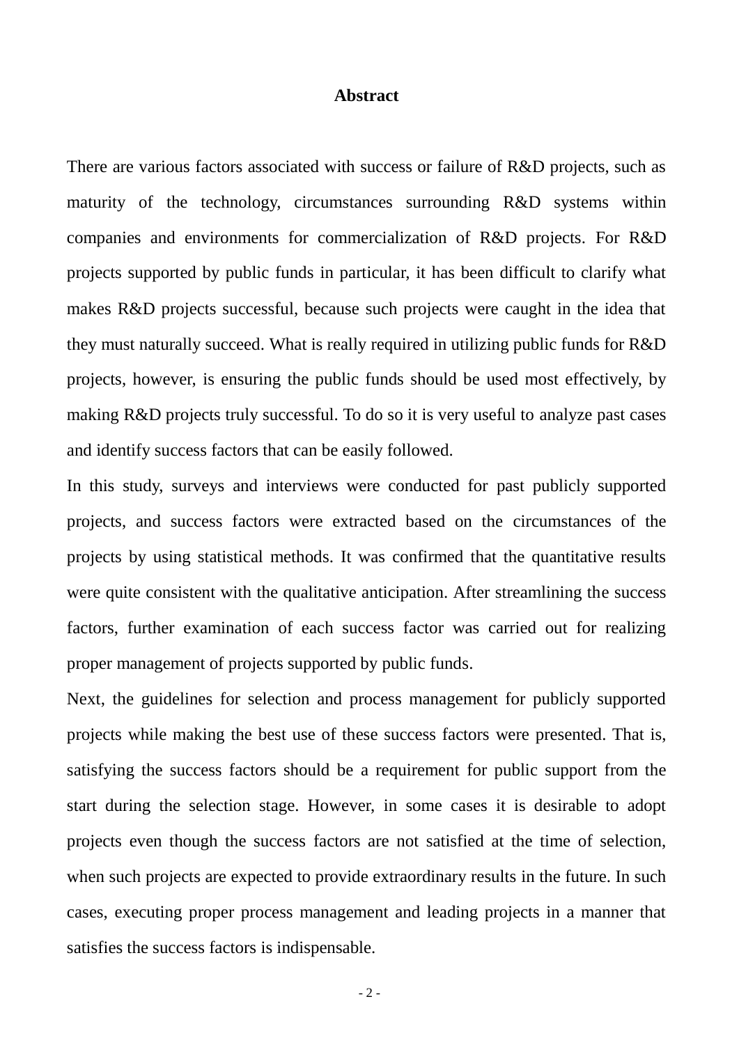# Abstract

There are various factors associated with success or failure of R&D projects, such as maturity of the technology, circumstances surrounding R&D systems within companies and environments for commercialization of R&D projects. For R&D projects supported by public funds in particular, it has been difficult to clarify what makes R&D projects successful, because such projects were caught in the idea that they must naturally succeed. What is really required in utilizing public funds for R&D projects, however, is ensuring the public funds should be used most effectively, by making R&D projects truly successful. To do so it is very useful to analyze past cases and identify success factors that can be easily followed.

In this study, surveys and interviews were conducted for past publicly supported projects, and success factors were extracted based on the circumstances of the projects by using statistical methods. It was confirmed that the quantitative results were quite consistent with the qualitative anticipation. After streamlining the success factors, further examination of each success factor was carried out for realizing proper management of projects supported by public funds.

Next, the guidelines for selection and process management for publicly supported projects while making the best use of these success factors were presented. That is, satisfying the success factors should be a requirement for public support from the start during the selection stage. However, in some cases it is desirable to adopt projects even though the success factors are not satisfied at the time of selection, when such projects are expected to provide extraordinary results in the future. In such cases, executing proper process management and leading projects in a manner that satisfies the success factors is indispensable.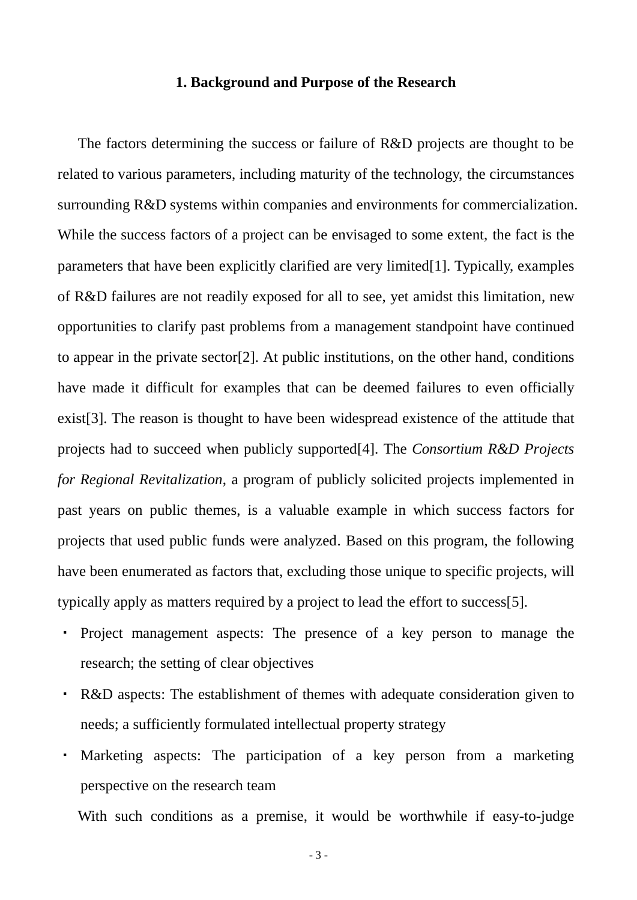## 1. Background and Purpose of the Research

The factors determining the success or failure of R&D projects are thought to be related to various parameters, including maturity of the technology, the circumstances surrounding R&D systems within companies and environments for commercialization. While the success factors of a project can be envisaged to some extent, the fact is the parameters that have been explicitly clarified are very limited[1]. Typically, examples of R&D failures are not readily exposed for all to see, yet amidst this limitation, new opportunities to clarify past problems from a management standpoint have continued to appear in the private sector[2]. At public institutions, on the other hand, conditions have made it difficult for examples that can be deemed failures to even officially exist[3]. The reason is thought to have been widespread existence of the attitude that projects had to succeed when publicly supported[4]. The *Consortium R&D Projects for Regional Revitalization*, a program of publicly solicited projects implemented in past years on public themes, is a valuable example in which success factors for projects that used public funds were analyzed. Based on this program, the following have been enumerated as factors that, excluding those unique to specific projects, will typically apply as matters required by a project to lead the effort to success[5].

- Project management aspects: The presence of a key person to manage the research; the setting of clear objectives
- R&D aspects: The establishment of themes with adequate consideration given to needs; a sufficiently formulated intellectual property strategy
- Marketing aspects: The participation of a key person from a marketing perspective on the research team

With such conditions as a premise, it would be worthwhile if easy-to-judge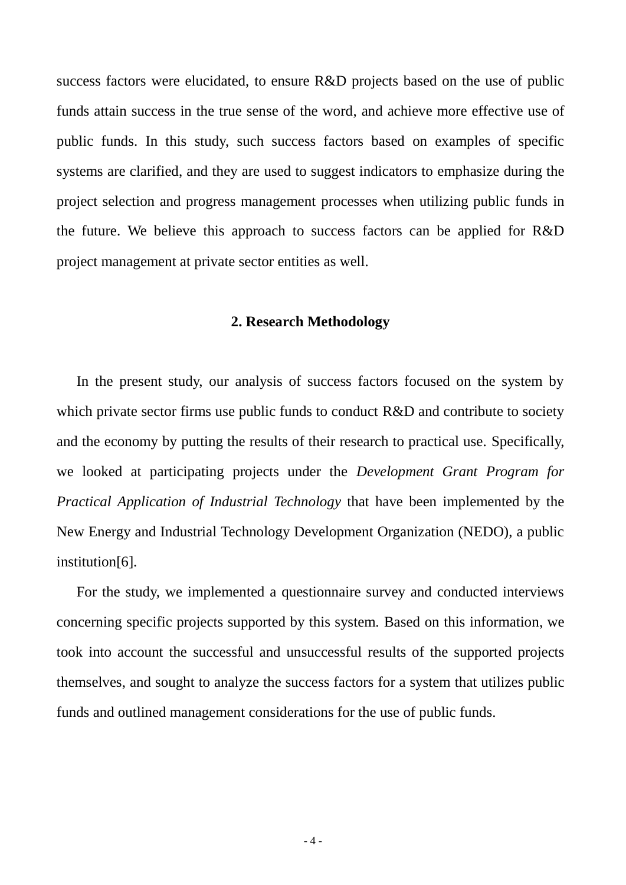success factors were elucidated, to ensure R&D projects based on the use of public funds attain success in the true sense of the word, and achieve more effective use of public funds. In this study, such success factors based on examples of specific systems are clarified, and they are used to suggest indicators to emphasize during the project selection and progress management processes when utilizing public funds in the future. We believe this approach to success factors can be applied for R&D project management at private sector entities as well.

## 2. Research Methodology

In the present study, our analysis of success factors focused on the system by which private sector firms use public funds to conduct R&D and contribute to society and the economy by putting the results of their research to practical use. Specifically, we looked at participating projects under the *Development Grant Program for Practical Application of Industrial Technology* that have been implemented by the New Energy and Industrial Technology Development Organization (NEDO), a public institution[6].

For the study, we implemented a questionnaire survey and conducted interviews concerning specific projects supported by this system. Based on this information, we took into account the successful and unsuccessful results of the supported projects themselves, and sought to analyze the success factors for a system that utilizes public funds and outlined management considerations for the use of public funds.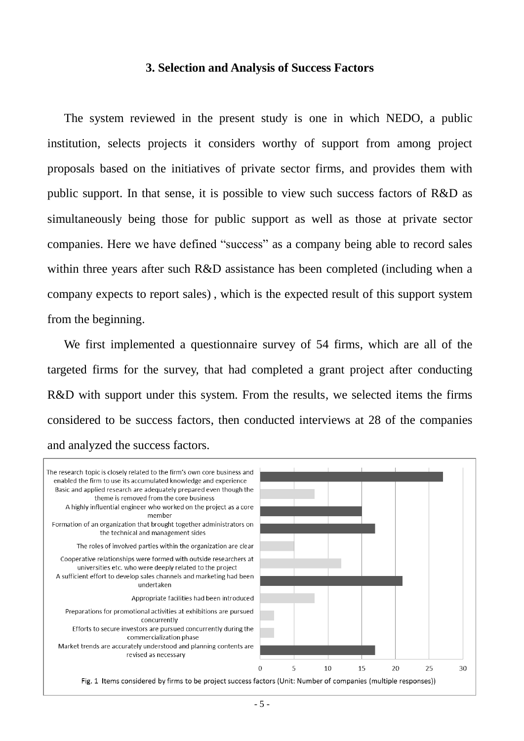### 3. Selection and Analysis of Success Factors

The system reviewed in the present study is one in which NEDO, a public institution, selects projects it considers worthy of support from among project proposals based on the initiatives of private sector firms, and provides them with public support. In that sense, it is possible to view such success factors of R&D as simultaneously being those for public support as well as those at private sector companies. Here we have defined "success" as a company being able to record sales within three years after such R&D assistance has been completed (including when a company expects to report sales) , which is the expected result of this support system from the beginning.

We first implemented a questionnaire survey of 54 firms, which are all of the targeted firms for the survey, that had completed a grant project after conducting R&D with support under this system. From the results, we selected items the firms considered to be success factors, then conducted interviews at 28 of the companies and analyzed the success factors.

| Item | Number of companies |
| --- | --- |
| The research topic is closely related to the firm's own core business and enabled the firm to use its accumulated knowledge and experience | 27 |
| Basic and applied research are adequately prepared even though the theme is removed from the core business | 8 |
| A highly influential engineer who worked on the project as a core member | 15 |
| Formation of an organization that brought together administrators on the technical and management sides | 17 |
| The roles of involved parties within the organization are clear | 5 |
| Cooperative relationships were formed with outside researchers at universities etc. who were deeply related to the project | 12 |
| A sufficient effort to develop sales channels and marketing had been undertaken | 21 |
| Appropriate facilities had been introduced | 8 |
| Preparations for promotional activities at exhibitions are pursued concurrently | 2 |
| Efforts to secure investors are pursued concurrently during the commercialization phase | 2 |
| Market trends are accurately understood and planning contents are revised as necessary | 17 |

Fig. 1 Items considered by firms to be project success factors (Unit: Number of companies (multiple responses))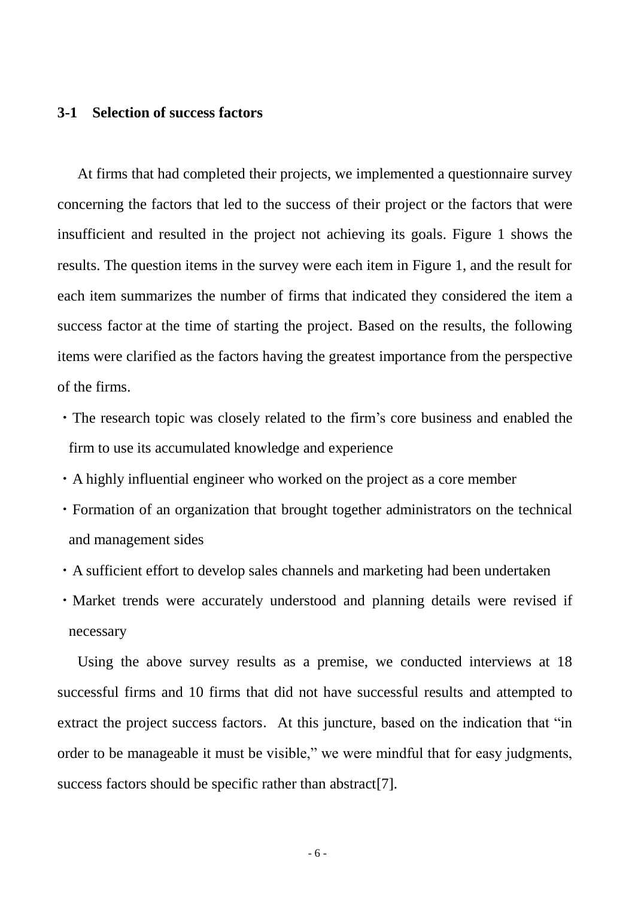### 3-1 Selection of success factors

At firms that had completed their projects, we implemented a questionnaire survey concerning the factors that led to the success of their project or the factors that were insufficient and resulted in the project not achieving its goals. Figure 1 shows the results. The question items in the survey were each item in Figure 1, and the result for each item summarizes the number of firms that indicated they considered the item a success factor at the time of starting the project. Based on the results, the following items were clarified as the factors having the greatest importance from the perspective of the firms.

- The research topic was closely related to the firm's core business and enabled the firm to use its accumulated knowledge and experience
- A highly influential engineer who worked on the project as a core member
- Formation of an organization that brought together administrators on the technical and management sides
- A sufficient effort to develop sales channels and marketing had been undertaken
- Market trends were accurately understood and planning details were revised if necessary

Using the above survey results as a premise, we conducted interviews at 18 successful firms and 10 firms that did not have successful results and attempted to extract the project success factors. At this juncture, based on the indication that "in order to be manageable it must be visible," we were mindful that for easy judgments, success factors should be specific rather than abstract[7].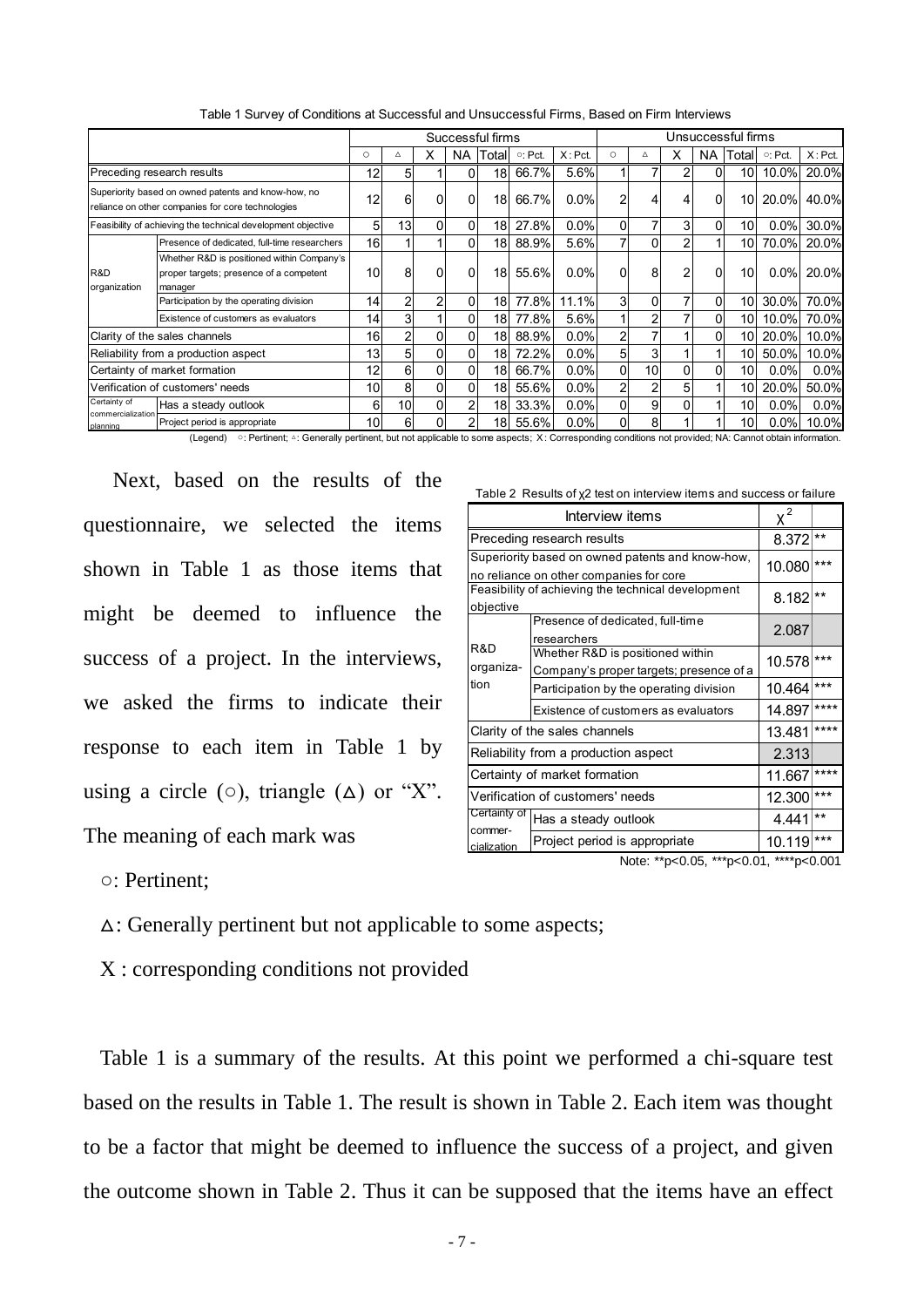Table 1 Survey of Conditions at Successful and Unsuccessful Firms, Based on Firm Interviews

| | | Successful firms | | | | | | | Unsuccessful firms | | | | | | |
|---|---|---|---|---|---|---|---|---|---|---|---|---|---|---|---|
| | | ○ | △ | X | NA | Total | ○: Pct. | X: Pct. | ○ | △ | X | NA | Total | ○: Pct. | X: Pct. |
| Preceding research results | | 12 | 5 | 1 | 0 | 18 | 66.7% | 5.6% | 1 | 7 | 2 | 0 | 10 | 10.0% | 20.0% |
| Superiority based on owned patents and know-how, no reliance on other companies for core technologies | | 12 | 6 | 0 | 0 | 18 | 66.7% | 0.0% | 2 | 4 | 4 | 0 | 10 | 20.0% | 40.0% |
| Feasibility of achieving the technical development objective | | 5 | 13 | 0 | 0 | 18 | 27.8% | 0.0% | 0 | 7 | 3 | 0 | 10 | 0.0% | 30.0% |
| R&D organization | Presence of dedicated, full-time researchers | 16 | 1 | 1 | 0 | 18 | 88.9% | 5.6% | 7 | 0 | 2 | 1 | 10 | 70.0% | 20.0% |
| | Whether R&D is positioned within Company's proper targets; presence of a competent manager | 10 | 8 | 0 | 0 | 18 | 55.6% | 0.0% | 0 | 8 | 2 | 0 | 10 | 0.0% | 20.0% |
| | Participation by the operating division | 14 | 2 | 2 | 0 | 18 | 77.8% | 11.1% | 3 | 0 | 7 | 0 | 10 | 30.0% | 70.0% |
| | Existence of customers as evaluators | 14 | 3 | 1 | 0 | 18 | 77.8% | 5.6% | 1 | 2 | 7 | 0 | 10 | 10.0% | 70.0% |
| Clarity of the sales channels | | 16 | 2 | 0 | 0 | 18 | 88.9% | 0.0% | 2 | 7 | 1 | 0 | 10 | 20.0% | 10.0% |
| Reliability from a production aspect | | 13 | 5 | 0 | 0 | 18 | 72.2% | 0.0% | 5 | 3 | 1 | 1 | 10 | 50.0% | 10.0% |
| Certainty of market formation | | 12 | 6 | 0 | 0 | 18 | 66.7% | 0.0% | 0 | 10 | 0 | 0 | 10 | 0.0% | 0.0% |
| Verification of customers' needs | | 10 | 8 | 0 | 0 | 18 | 55.6% | 0.0% | 2 | 2 | 5 | 1 | 10 | 20.0% | 50.0% |
| Certainty of commercialization planning | Has a steady outlook | 6 | 10 | 0 | 2 | 18 | 33.3% | 0.0% | 0 | 9 | 0 | 1 | 10 | 0.0% | 0.0% |
| | Project period is appropriate | 10 | 6 | 0 | 2 | 18 | 55.6% | 0.0% | 0 | 8 | 1 | 1 | 10 | 0.0% | 10.0% |

(Legend) ○: Pertinent; △: Generally pertinent, but not applicable to some aspects; X: Corresponding conditions not provided; NA: Cannot obtain information.

Next, based on the results of the questionnaire, we selected the items shown in Table 1 as those items that might be deemed to influence the success of a project. In the interviews, we asked the firms to indicate their response to each item in Table 1 by using a circle (○), triangle (△) or "X". The meaning of each mark was

Table 2 Results of $\chi^2$ test on interview items and success or failure

| Interview items | | $\chi^2$ | |
|---|---|---|---|
| Preceding research results | | 8.372 | ** |
| Superiority based on owned patents and know-how, no reliance on other companies for core | | 10.080 | *** |
| Feasibility of achieving the technical development objective | | 8.182 | ** |
| R&D organization | Presence of dedicated, full-time researchers | 2.087 | |
| | Whether R&D is positioned within Company's proper targets; presence of a | 10.578 | *** |
| | Participation by the operating division | 10.464 | *** |
| | Existence of customers as evaluators | 14.897 | **** |
| Clarity of the sales channels | | 13.481 | **** |
| Reliability from a production aspect | | 2.313 | |
| Certainty of market formation | | 11.667 | **** |
| Verification of customers' needs | | 12.300 | *** |
| Certainty of commercialization | Has a steady outlook | 4.441 | ** |
| | Project period is appropriate | 10.119 | *** |

Note: **$p<0.05$, ***$p<0.01$, ****$p<0.001$

○: Pertinent;

△: Generally pertinent but not applicable to some aspects;

X : corresponding conditions not provided

Table 1 is a summary of the results. At this point we performed a chi-square test based on the results in Table 1. The result is shown in Table 2. Each item was thought to be a factor that might be deemed to influence the success of a project, and given the outcome shown in Table 2. Thus it can be supposed that the items have an effect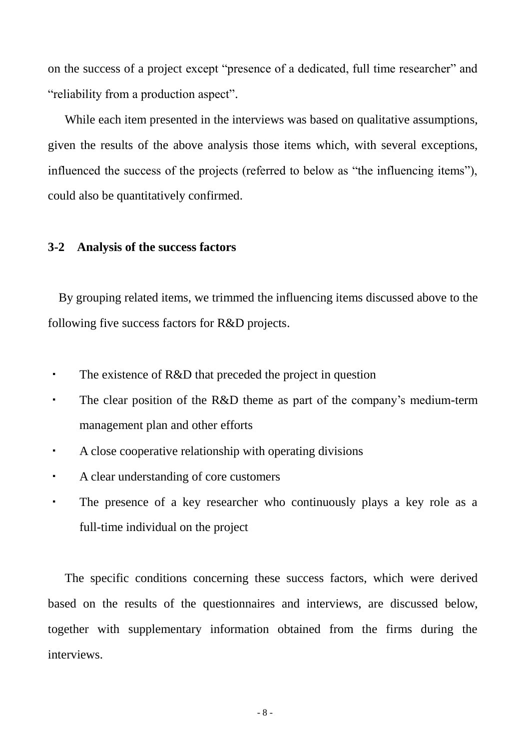on the success of a project except "presence of a dedicated, full time researcher" and "reliability from a production aspect".

While each item presented in the interviews was based on qualitative assumptions, given the results of the above analysis those items which, with several exceptions, influenced the success of the projects (referred to below as "the influencing items"), could also be quantitatively confirmed.

### 3-2 Analysis of the success factors

By grouping related items, we trimmed the influencing items discussed above to the following five success factors for R&D projects.

- The existence of R&D that preceded the project in question
- The clear position of the R&D theme as part of the company's medium-term management plan and other efforts
- A close cooperative relationship with operating divisions
- A clear understanding of core customers
- The presence of a key researcher who continuously plays a key role as a full-time individual on the project

The specific conditions concerning these success factors, which were derived based on the results of the questionnaires and interviews, are discussed below, together with supplementary information obtained from the firms during the interviews.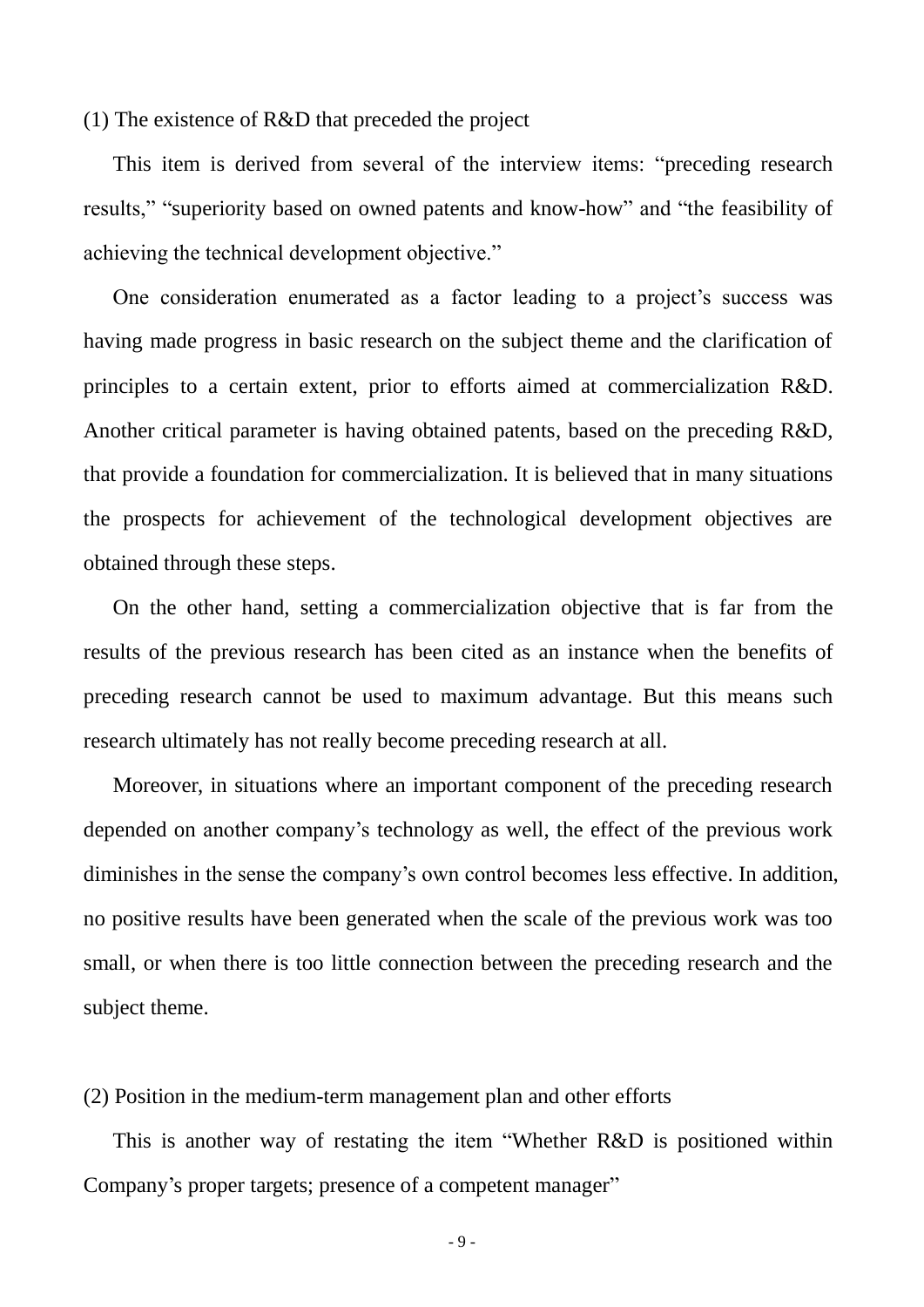(1) The existence of R&D that preceded the project

This item is derived from several of the interview items: “preceding research results,” “superiority based on owned patents and know-how” and “the feasibility of achieving the technical development objective.”

One consideration enumerated as a factor leading to a project’s success was having made progress in basic research on the subject theme and the clarification of principles to a certain extent, prior to efforts aimed at commercialization R&D. Another critical parameter is having obtained patents, based on the preceding R&D, that provide a foundation for commercialization. It is believed that in many situations the prospects for achievement of the technological development objectives are obtained through these steps.

On the other hand, setting a commercialization objective that is far from the results of the previous research has been cited as an instance when the benefits of preceding research cannot be used to maximum advantage. But this means such research ultimately has not really become preceding research at all.

Moreover, in situations where an important component of the preceding research depended on another company’s technology as well, the effect of the previous work diminishes in the sense the company’s own control becomes less effective. In addition, no positive results have been generated when the scale of the previous work was too small, or when there is too little connection between the preceding research and the subject theme.

(2) Position in the medium-term management plan and other efforts

This is another way of restating the item “Whether R&D is positioned within Company’s proper targets; presence of a competent manager”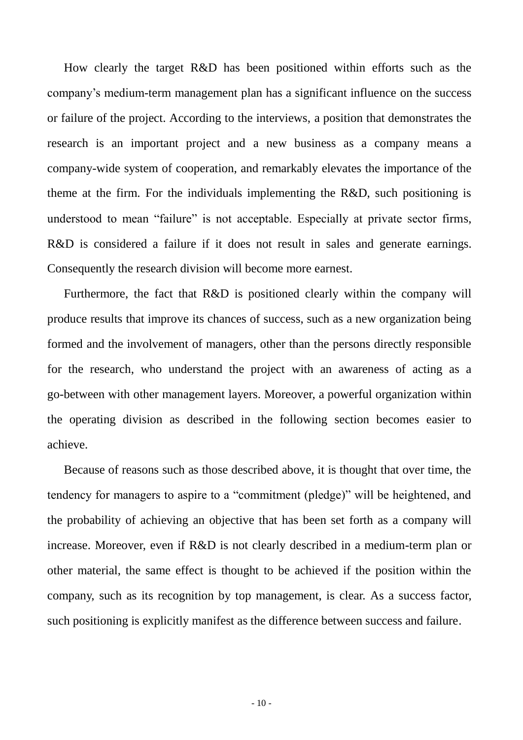How clearly the target R&D has been positioned within efforts such as the company's medium-term management plan has a significant influence on the success or failure of the project. According to the interviews, a position that demonstrates the research is an important project and a new business as a company means a company-wide system of cooperation, and remarkably elevates the importance of the theme at the firm. For the individuals implementing the R&D, such positioning is understood to mean "failure" is not acceptable. Especially at private sector firms, R&D is considered a failure if it does not result in sales and generate earnings. Consequently the research division will become more earnest.

Furthermore, the fact that R&D is positioned clearly within the company will produce results that improve its chances of success, such as a new organization being formed and the involvement of managers, other than the persons directly responsible for the research, who understand the project with an awareness of acting as a go-between with other management layers. Moreover, a powerful organization within the operating division as described in the following section becomes easier to achieve.

Because of reasons such as those described above, it is thought that over time, the tendency for managers to aspire to a "commitment (pledge)" will be heightened, and the probability of achieving an objective that has been set forth as a company will increase. Moreover, even if R&D is not clearly described in a medium-term plan or other material, the same effect is thought to be achieved if the position within the company, such as its recognition by top management, is clear. As a success factor, such positioning is explicitly manifest as the difference between success and failure.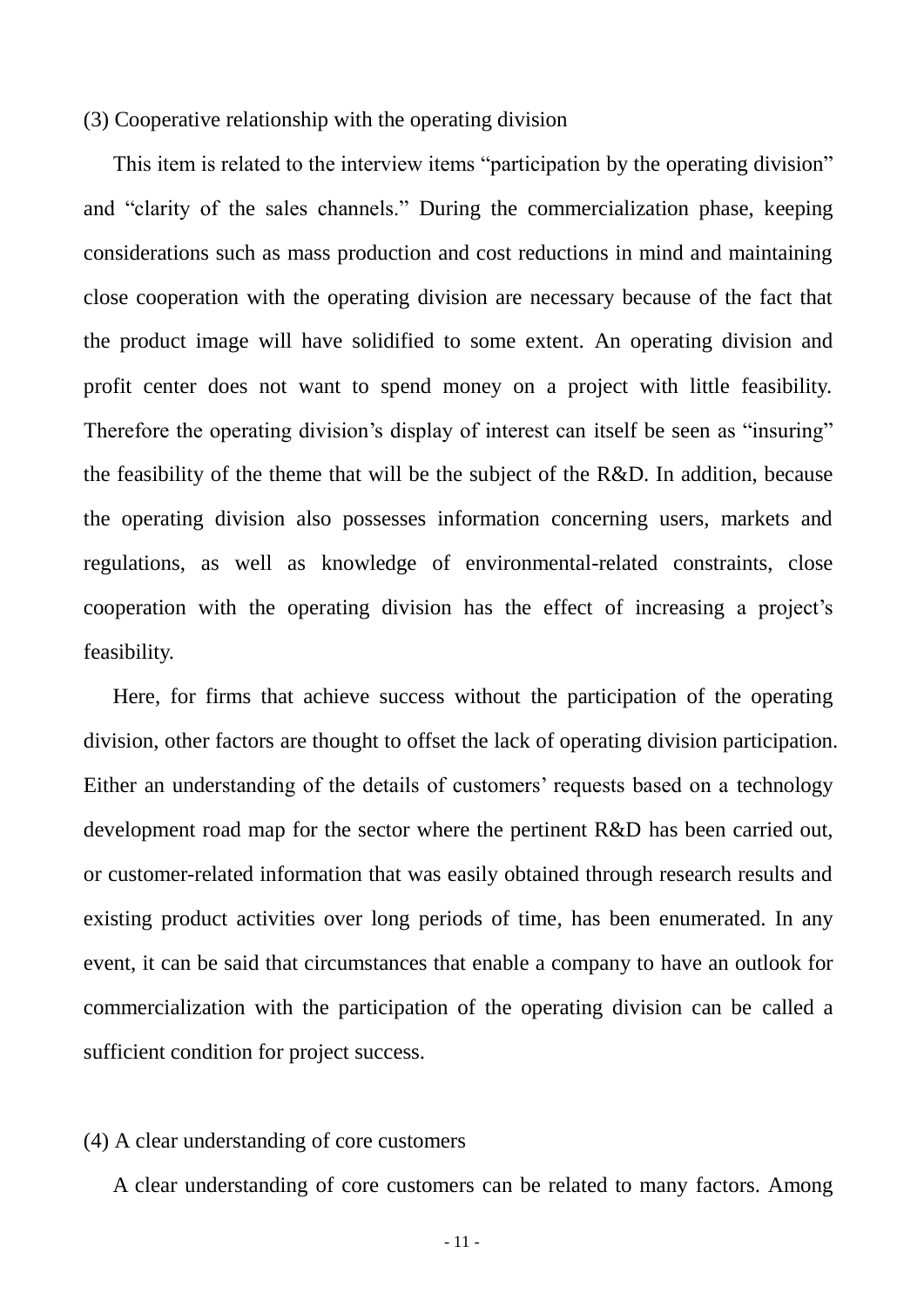(3) Cooperative relationship with the operating division

This item is related to the interview items "participation by the operating division" and "clarity of the sales channels." During the commercialization phase, keeping considerations such as mass production and cost reductions in mind and maintaining close cooperation with the operating division are necessary because of the fact that the product image will have solidified to some extent. An operating division and profit center does not want to spend money on a project with little feasibility. Therefore the operating division's display of interest can itself be seen as "insuring" the feasibility of the theme that will be the subject of the R&D. In addition, because the operating division also possesses information concerning users, markets and regulations, as well as knowledge of environmental-related constraints, close cooperation with the operating division has the effect of increasing a project's feasibility.

Here, for firms that achieve success without the participation of the operating division, other factors are thought to offset the lack of operating division participation. Either an understanding of the details of customers' requests based on a technology development road map for the sector where the pertinent R&D has been carried out, or customer-related information that was easily obtained through research results and existing product activities over long periods of time, has been enumerated. In any event, it can be said that circumstances that enable a company to have an outlook for commercialization with the participation of the operating division can be called a sufficient condition for project success.

(4) A clear understanding of core customers

A clear understanding of core customers can be related to many factors. Among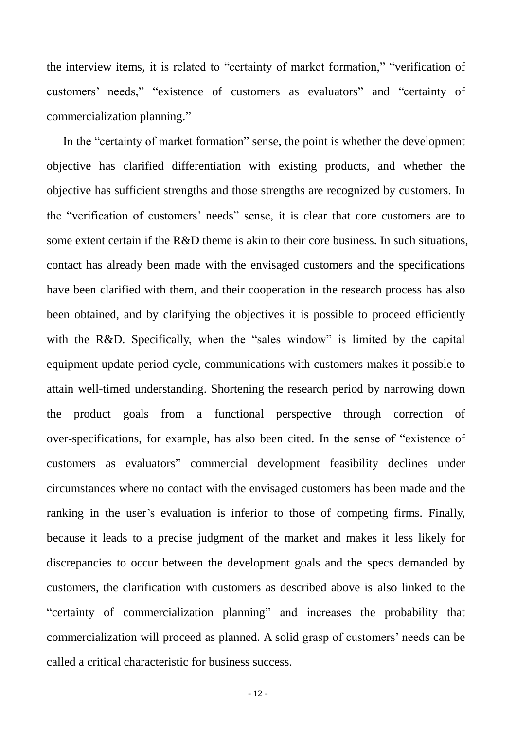the interview items, it is related to "certainty of market formation," "verification of customers' needs," "existence of customers as evaluators" and "certainty of commercialization planning."

In the "certainty of market formation" sense, the point is whether the development objective has clarified differentiation with existing products, and whether the objective has sufficient strengths and those strengths are recognized by customers. In the "verification of customers' needs" sense, it is clear that core customers are to some extent certain if the R&D theme is akin to their core business. In such situations, contact has already been made with the envisaged customers and the specifications have been clarified with them, and their cooperation in the research process has also been obtained, and by clarifying the objectives it is possible to proceed efficiently with the R&D. Specifically, when the "sales window" is limited by the capital equipment update period cycle, communications with customers makes it possible to attain well-timed understanding. Shortening the research period by narrowing down the product goals from a functional perspective through correction of over-specifications, for example, has also been cited. In the sense of "existence of customers as evaluators" commercial development feasibility declines under circumstances where no contact with the envisaged customers has been made and the ranking in the user's evaluation is inferior to those of competing firms. Finally, because it leads to a precise judgment of the market and makes it less likely for discrepancies to occur between the development goals and the specs demanded by customers, the clarification with customers as described above is also linked to the "certainty of commercialization planning" and increases the probability that commercialization will proceed as planned. A solid grasp of customers' needs can be called a critical characteristic for business success.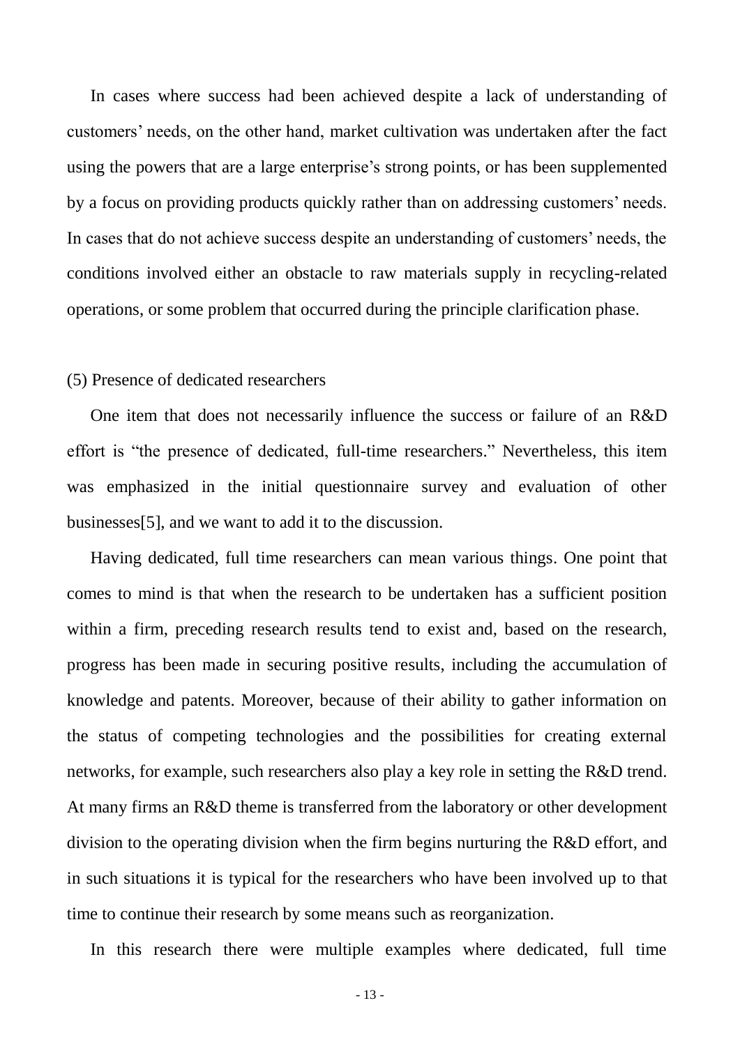In cases where success had been achieved despite a lack of understanding of customers' needs, on the other hand, market cultivation was undertaken after the fact using the powers that are a large enterprise's strong points, or has been supplemented by a focus on providing products quickly rather than on addressing customers' needs. In cases that do not achieve success despite an understanding of customers' needs, the conditions involved either an obstacle to raw materials supply in recycling-related operations, or some problem that occurred during the principle clarification phase.

### (5) Presence of dedicated researchers

One item that does not necessarily influence the success or failure of an R&D effort is "the presence of dedicated, full-time researchers." Nevertheless, this item was emphasized in the initial questionnaire survey and evaluation of other businesses[5], and we want to add it to the discussion.

Having dedicated, full time researchers can mean various things. One point that comes to mind is that when the research to be undertaken has a sufficient position within a firm, preceding research results tend to exist and, based on the research, progress has been made in securing positive results, including the accumulation of knowledge and patents. Moreover, because of their ability to gather information on the status of competing technologies and the possibilities for creating external networks, for example, such researchers also play a key role in setting the R&D trend. At many firms an R&D theme is transferred from the laboratory or other development division to the operating division when the firm begins nurturing the R&D effort, and in such situations it is typical for the researchers who have been involved up to that time to continue their research by some means such as reorganization.

In this research there were multiple examples where dedicated, full time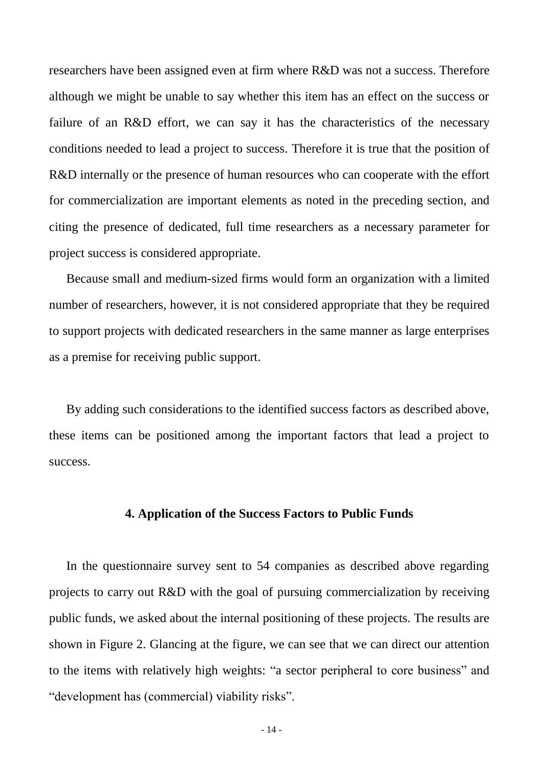researchers have been assigned even at firm where R&D was not a success. Therefore although we might be unable to say whether this item has an effect on the success or failure of an R&D effort, we can say it has the characteristics of the necessary conditions needed to lead a project to success. Therefore it is true that the position of R&D internally or the presence of human resources who can cooperate with the effort for commercialization are important elements as noted in the preceding section, and citing the presence of dedicated, full time researchers as a necessary parameter for project success is considered appropriate.

Because small and medium-sized firms would form an organization with a limited number of researchers, however, it is not considered appropriate that they be required to support projects with dedicated researchers in the same manner as large enterprises as a premise for receiving public support.

By adding such considerations to the identified success factors as described above, these items can be positioned among the important factors that lead a project to success.

## 4. Application of the Success Factors to Public Funds

In the questionnaire survey sent to 54 companies as described above regarding projects to carry out R&D with the goal of pursuing commercialization by receiving public funds, we asked about the internal positioning of these projects. The results are shown in Figure 2. Glancing at the figure, we can see that we can direct our attention to the items with relatively high weights: “a sector peripheral to core business” and “development has (commercial) viability risks”.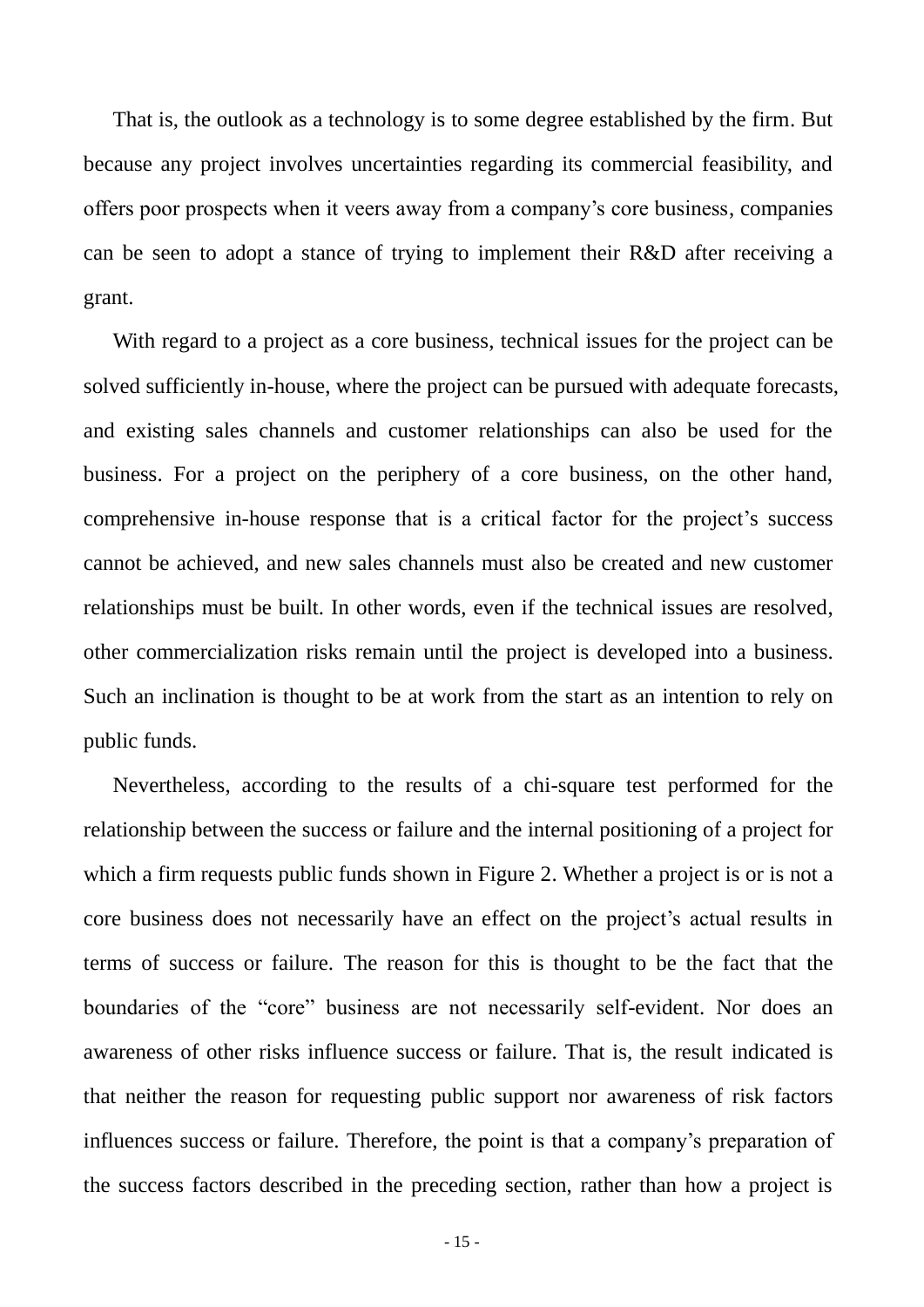That is, the outlook as a technology is to some degree established by the firm. But because any project involves uncertainties regarding its commercial feasibility, and offers poor prospects when it veers away from a company's core business, companies can be seen to adopt a stance of trying to implement their R&D after receiving a grant.

With regard to a project as a core business, technical issues for the project can be solved sufficiently in-house, where the project can be pursued with adequate forecasts, and existing sales channels and customer relationships can also be used for the business. For a project on the periphery of a core business, on the other hand, comprehensive in-house response that is a critical factor for the project's success cannot be achieved, and new sales channels must also be created and new customer relationships must be built. In other words, even if the technical issues are resolved, other commercialization risks remain until the project is developed into a business. Such an inclination is thought to be at work from the start as an intention to rely on public funds.

Nevertheless, according to the results of a chi-square test performed for the relationship between the success or failure and the internal positioning of a project for which a firm requests public funds shown in Figure 2. Whether a project is or is not a core business does not necessarily have an effect on the project's actual results in terms of success or failure. The reason for this is thought to be the fact that the boundaries of the "core" business are not necessarily self-evident. Nor does an awareness of other risks influence success or failure. That is, the result indicated is that neither the reason for requesting public support nor awareness of risk factors influences success or failure. Therefore, the point is that a company's preparation of the success factors described in the preceding section, rather than how a project is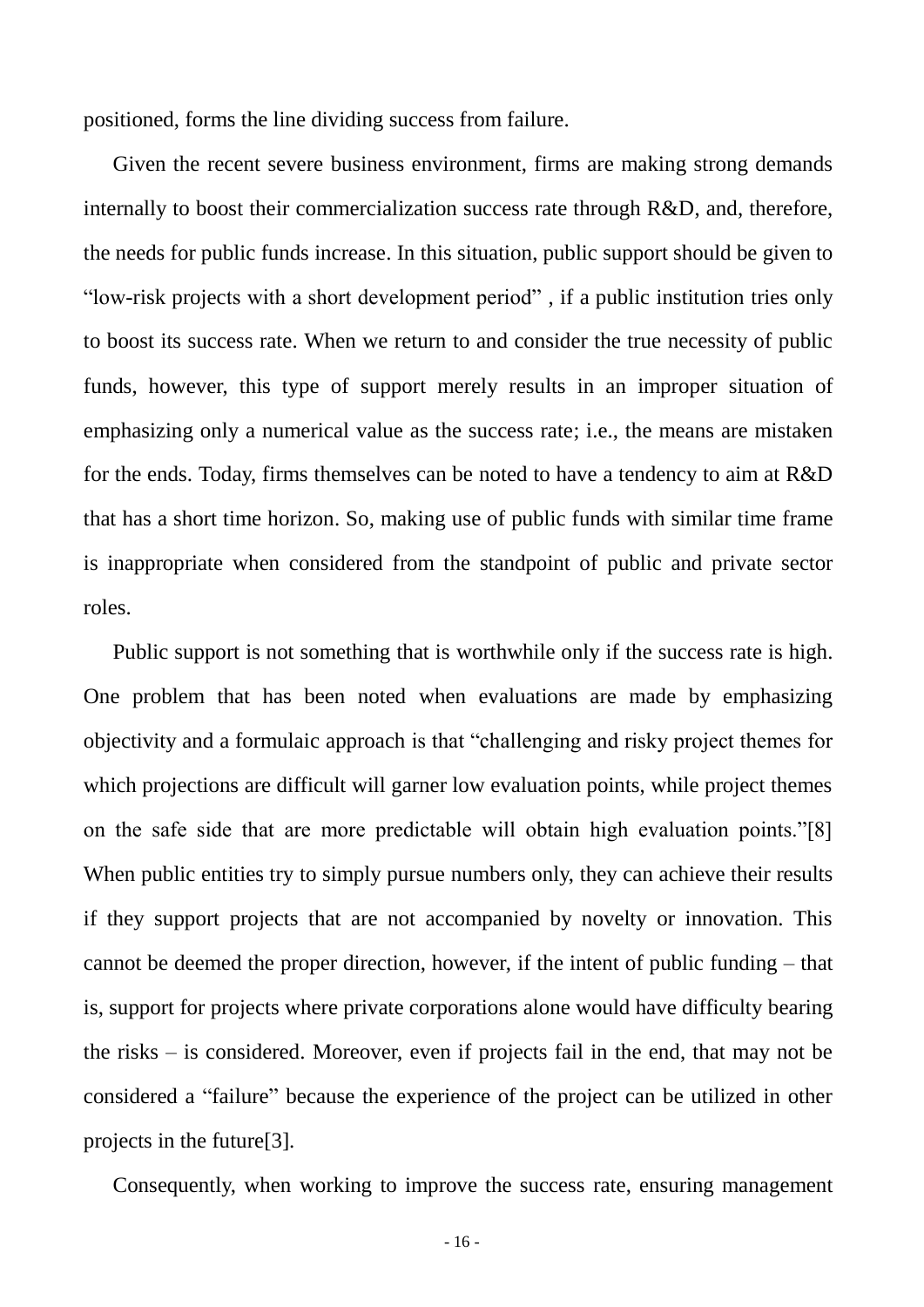positioned, forms the line dividing success from failure.

Given the recent severe business environment, firms are making strong demands internally to boost their commercialization success rate through R&D, and, therefore, the needs for public funds increase. In this situation, public support should be given to "low-risk projects with a short development period" , if a public institution tries only to boost its success rate. When we return to and consider the true necessity of public funds, however, this type of support merely results in an improper situation of emphasizing only a numerical value as the success rate; i.e., the means are mistaken for the ends. Today, firms themselves can be noted to have a tendency to aim at R&D that has a short time horizon. So, making use of public funds with similar time frame is inappropriate when considered from the standpoint of public and private sector roles.

Public support is not something that is worthwhile only if the success rate is high. One problem that has been noted when evaluations are made by emphasizing objectivity and a formulaic approach is that "challenging and risky project themes for which projections are difficult will garner low evaluation points, while project themes on the safe side that are more predictable will obtain high evaluation points."[8] When public entities try to simply pursue numbers only, they can achieve their results if they support projects that are not accompanied by novelty or innovation. This cannot be deemed the proper direction, however, if the intent of public funding – that is, support for projects where private corporations alone would have difficulty bearing the risks – is considered. Moreover, even if projects fail in the end, that may not be considered a "failure" because the experience of the project can be utilized in other projects in the future[3].

Consequently, when working to improve the success rate, ensuring management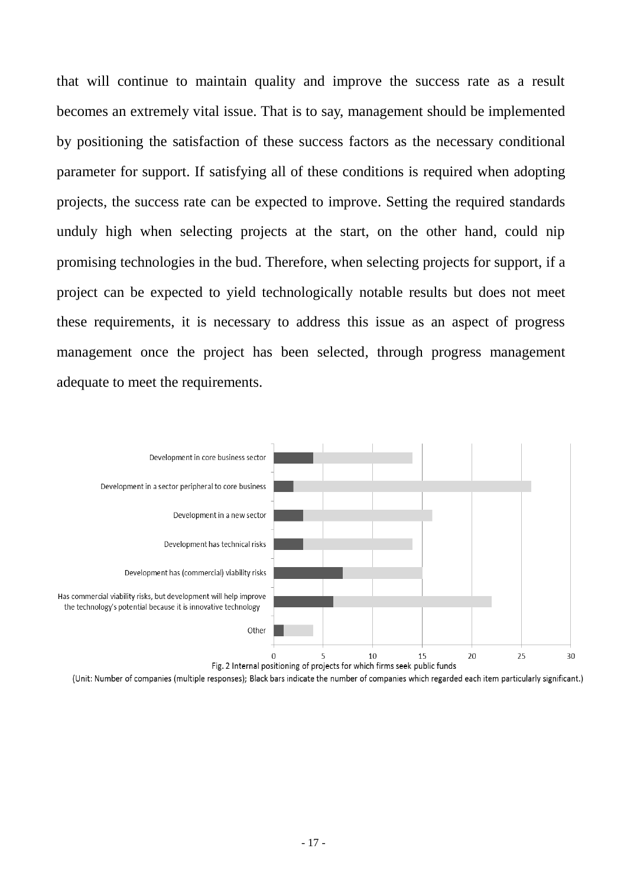that will continue to maintain quality and improve the success rate as a result becomes an extremely vital issue. That is to say, management should be implemented by positioning the satisfaction of these success factors as the necessary conditional parameter for support. If satisfying all of these conditions is required when adopting projects, the success rate can be expected to improve. Setting the required standards unduly high when selecting projects at the start, on the other hand, could nip promising technologies in the bud. Therefore, when selecting projects for support, if a project can be expected to yield technologically notable results but does not meet these requirements, it is necessary to address this issue as an aspect of progress management once the project has been selected, through progress management adequate to meet the requirements.

| Item | Particularly significant (black bar) | Total |
|---|---|---|
| Development in core business sector | 4 | 14 |
| Development in a sector peripheral to core business | 2 | 26 |
| Development in a new sector | 3 | 16 |
| Development has technical risks | 3 | 14 |
| Development has (commercial) viability risks | 7 | 15 |
| Has commercial viability risks, but development will help improve the technology's potential because it is innovative technology | 6 | 22 |
| Other | 1 | 4 |

Fig. 2 Internal positioning of projects for which firms seek public funds

(Unit: Number of companies (multiple responses); Black bars indicate the number of companies which regarded each item particularly significant.)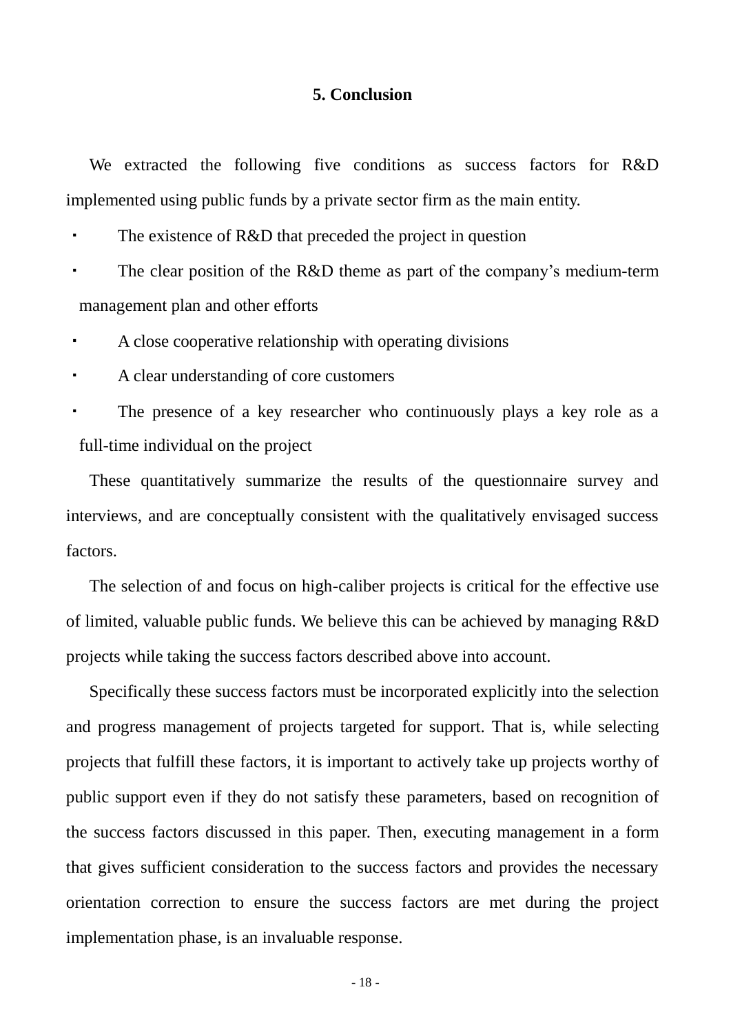## 5. Conclusion

We extracted the following five conditions as success factors for R&D implemented using public funds by a private sector firm as the main entity.

- The existence of R&D that preceded the project in question
- The clear position of the R&D theme as part of the company's medium-term management plan and other efforts
- A close cooperative relationship with operating divisions
- A clear understanding of core customers
- The presence of a key researcher who continuously plays a key role as a full-time individual on the project

These quantitatively summarize the results of the questionnaire survey and interviews, and are conceptually consistent with the qualitatively envisaged success factors.

The selection of and focus on high-caliber projects is critical for the effective use of limited, valuable public funds. We believe this can be achieved by managing R&D projects while taking the success factors described above into account.

Specifically these success factors must be incorporated explicitly into the selection and progress management of projects targeted for support. That is, while selecting projects that fulfill these factors, it is important to actively take up projects worthy of public support even if they do not satisfy these parameters, based on recognition of the success factors discussed in this paper. Then, executing management in a form that gives sufficient consideration to the success factors and provides the necessary orientation correction to ensure the success factors are met during the project implementation phase, is an invaluable response.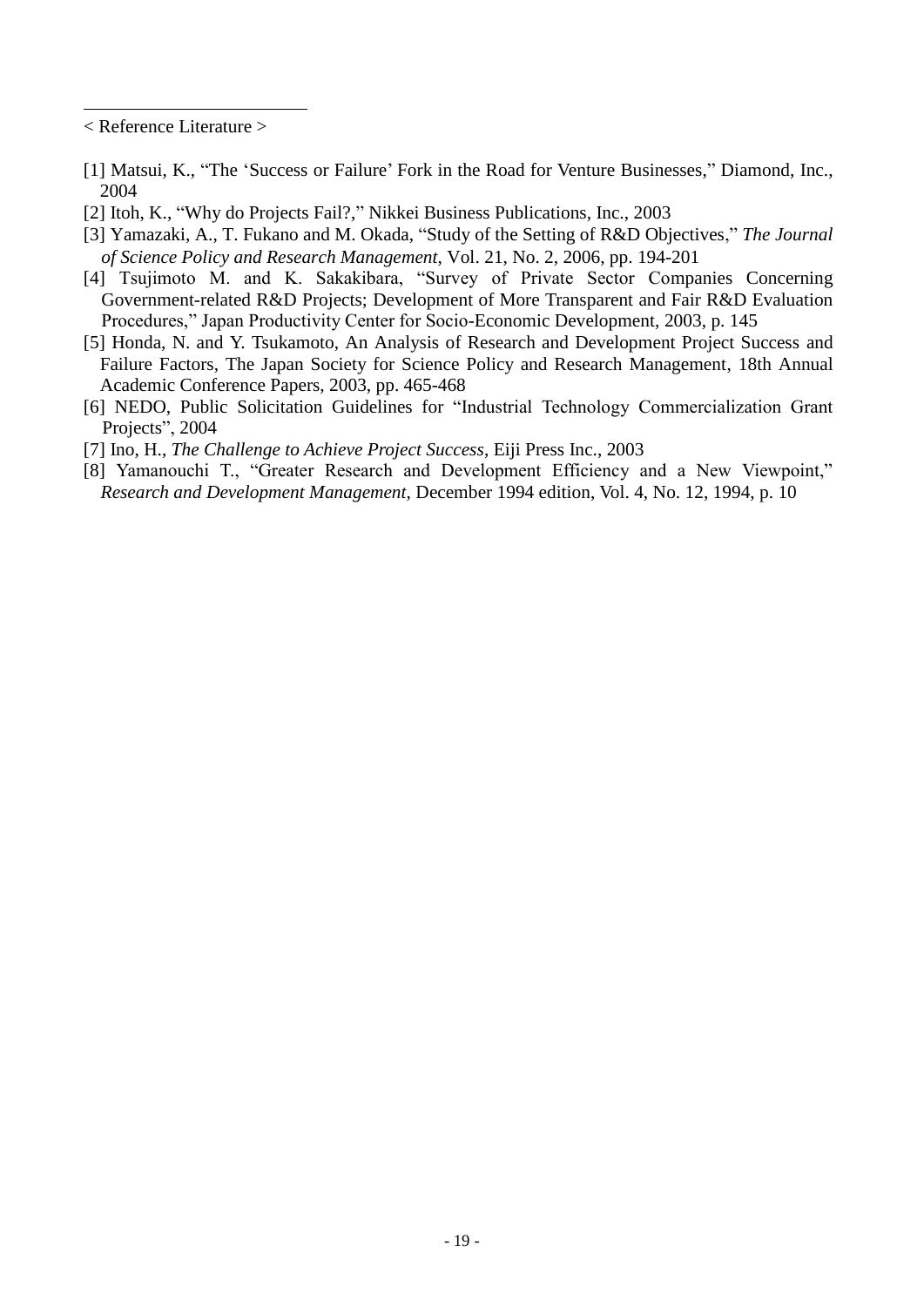< Reference Literature >

[1] Matsui, K., “The ‘Success or Failure’ Fork in the Road for Venture Businesses,” Diamond, Inc., 2004

[2] Itoh, K., “Why do Projects Fail?,” Nikkei Business Publications, Inc., 2003

[3] Yamazaki, A., T. Fukano and M. Okada, “Study of the Setting of R&D Objectives,” *The Journal of Science Policy and Research Management*, Vol. 21, No. 2, 2006, pp. 194-201

[4] Tsujimoto M. and K. Sakakibara, “Survey of Private Sector Companies Concerning Government-related R&D Projects; Development of More Transparent and Fair R&D Evaluation Procedures,” Japan Productivity Center for Socio-Economic Development, 2003, p. 145

[5] Honda, N. and Y. Tsukamoto, An Analysis of Research and Development Project Success and Failure Factors, The Japan Society for Science Policy and Research Management, 18th Annual Academic Conference Papers, 2003, pp. 465-468

[6] NEDO, Public Solicitation Guidelines for “Industrial Technology Commercialization Grant Projects”, 2004

[7] Ino, H., *The Challenge to Achieve Project Success*, Eiji Press Inc., 2003

[8] Yamanouchi T., “Greater Research and Development Efficiency and a New Viewpoint,” *Research and Development Management*, December 1994 edition, Vol. 4, No. 12, 1994, p. 10